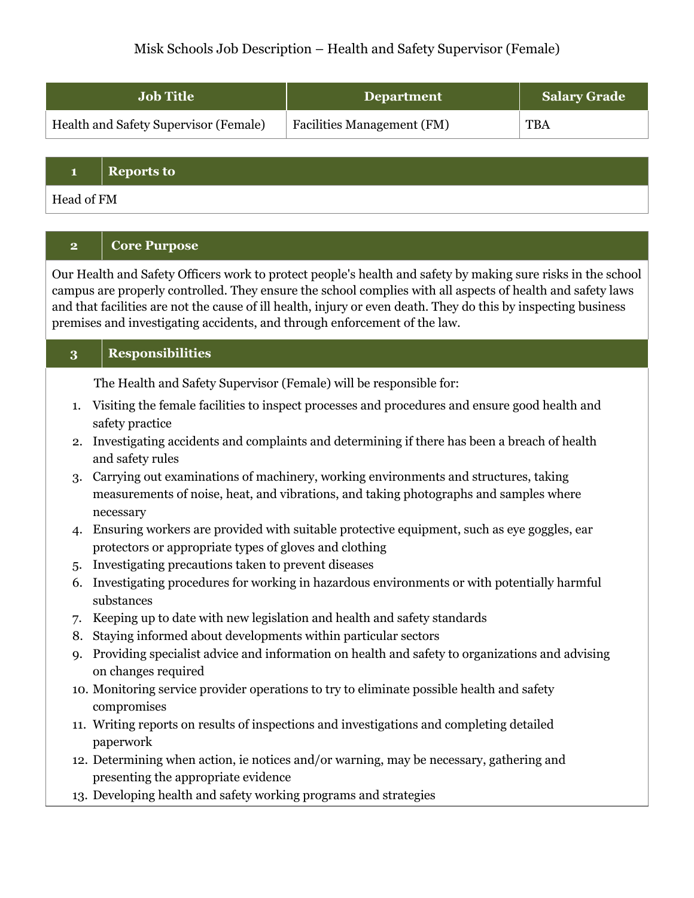# Misk Schools Job Description – Health and Safety Supervisor (Female)

| Job Title | Department | Salary Grade |
|---|---|---|
| Health and Safety Supervisor (Female) | Facilities Management (FM) | TBA |

## 1 Reports to

Head of FM

## 2 Core Purpose

Our Health and Safety Officers work to protect people's health and safety by making sure risks in the school campus are properly controlled. They ensure the school complies with all aspects of health and safety laws and that facilities are not the cause of ill health, injury or even death. They do this by inspecting business premises and investigating accidents, and through enforcement of the law.

## 3 Responsibilities

The Health and Safety Supervisor (Female) will be responsible for:

1. Visiting the female facilities to inspect processes and procedures and ensure good health and safety practice
2. Investigating accidents and complaints and determining if there has been a breach of health and safety rules
3. Carrying out examinations of machinery, working environments and structures, taking measurements of noise, heat, and vibrations, and taking photographs and samples where necessary
4. Ensuring workers are provided with suitable protective equipment, such as eye goggles, ear protectors or appropriate types of gloves and clothing
5. Investigating precautions taken to prevent diseases
6. Investigating procedures for working in hazardous environments or with potentially harmful substances
7. Keeping up to date with new legislation and health and safety standards
8. Staying informed about developments within particular sectors
9. Providing specialist advice and information on health and safety to organizations and advising on changes required
10. Monitoring service provider operations to try to eliminate possible health and safety compromises
11. Writing reports on results of inspections and investigations and completing detailed paperwork
12. Determining when action, ie notices and/or warning, may be necessary, gathering and presenting the appropriate evidence
13. Developing health and safety working programs and strategies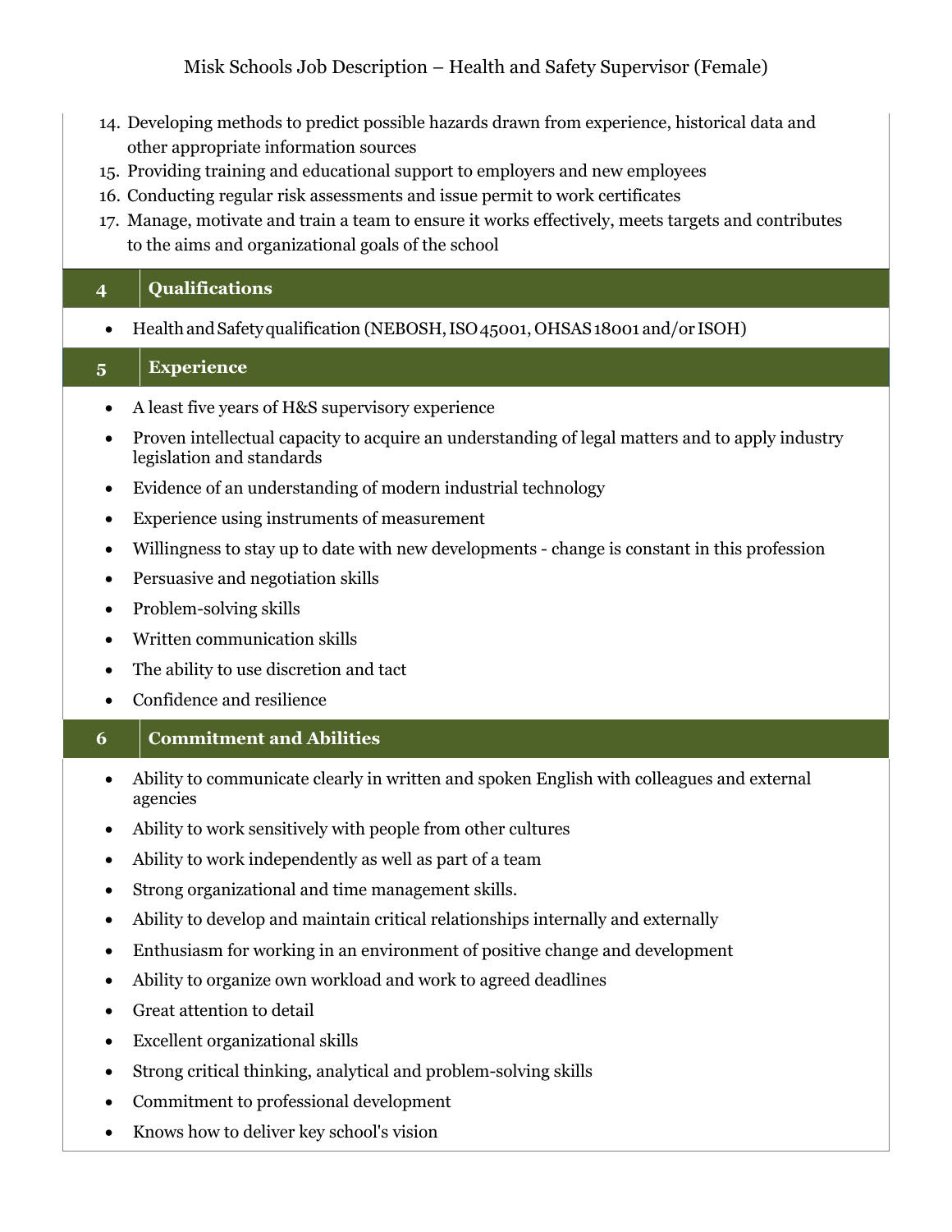14. Developing methods to predict possible hazards drawn from experience, historical data and other appropriate information sources
15. Providing training and educational support to employers and new employees
16. Conducting regular risk assessments and issue permit to work certificates
17. Manage, motivate and train a team to ensure it works effectively, meets targets and contributes to the aims and organizational goals of the school

## 4 Qualifications

- Health and Safety qualification (NEBOSH, ISO 45001, OHSAS 18001 and/or ISOH)

## 5 Experience

- A least five years of H&S supervisory experience
- Proven intellectual capacity to acquire an understanding of legal matters and to apply industry legislation and standards
- Evidence of an understanding of modern industrial technology
- Experience using instruments of measurement
- Willingness to stay up to date with new developments - change is constant in this profession
- Persuasive and negotiation skills
- Problem-solving skills
- Written communication skills
- The ability to use discretion and tact
- Confidence and resilience

## 6 Commitment and Abilities

- Ability to communicate clearly in written and spoken English with colleagues and external agencies
- Ability to work sensitively with people from other cultures
- Ability to work independently as well as part of a team
- Strong organizational and time management skills.
- Ability to develop and maintain critical relationships internally and externally
- Enthusiasm for working in an environment of positive change and development
- Ability to organize own workload and work to agreed deadlines
- Great attention to detail
- Excellent organizational skills
- Strong critical thinking, analytical and problem-solving skills
- Commitment to professional development
- Knows how to deliver key school's vision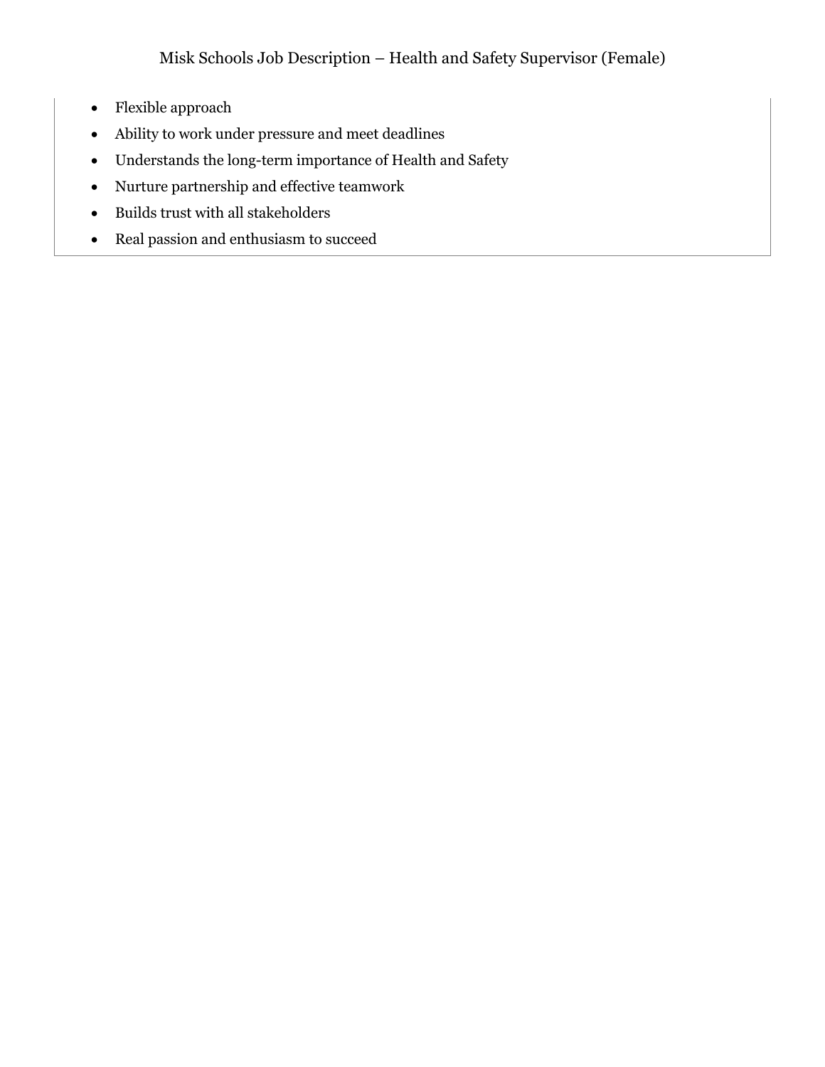- Flexible approach
- Ability to work under pressure and meet deadlines
- Understands the long-term importance of Health and Safety
- Nurture partnership and effective teamwork
- Builds trust with all stakeholders
- Real passion and enthusiasm to succeed